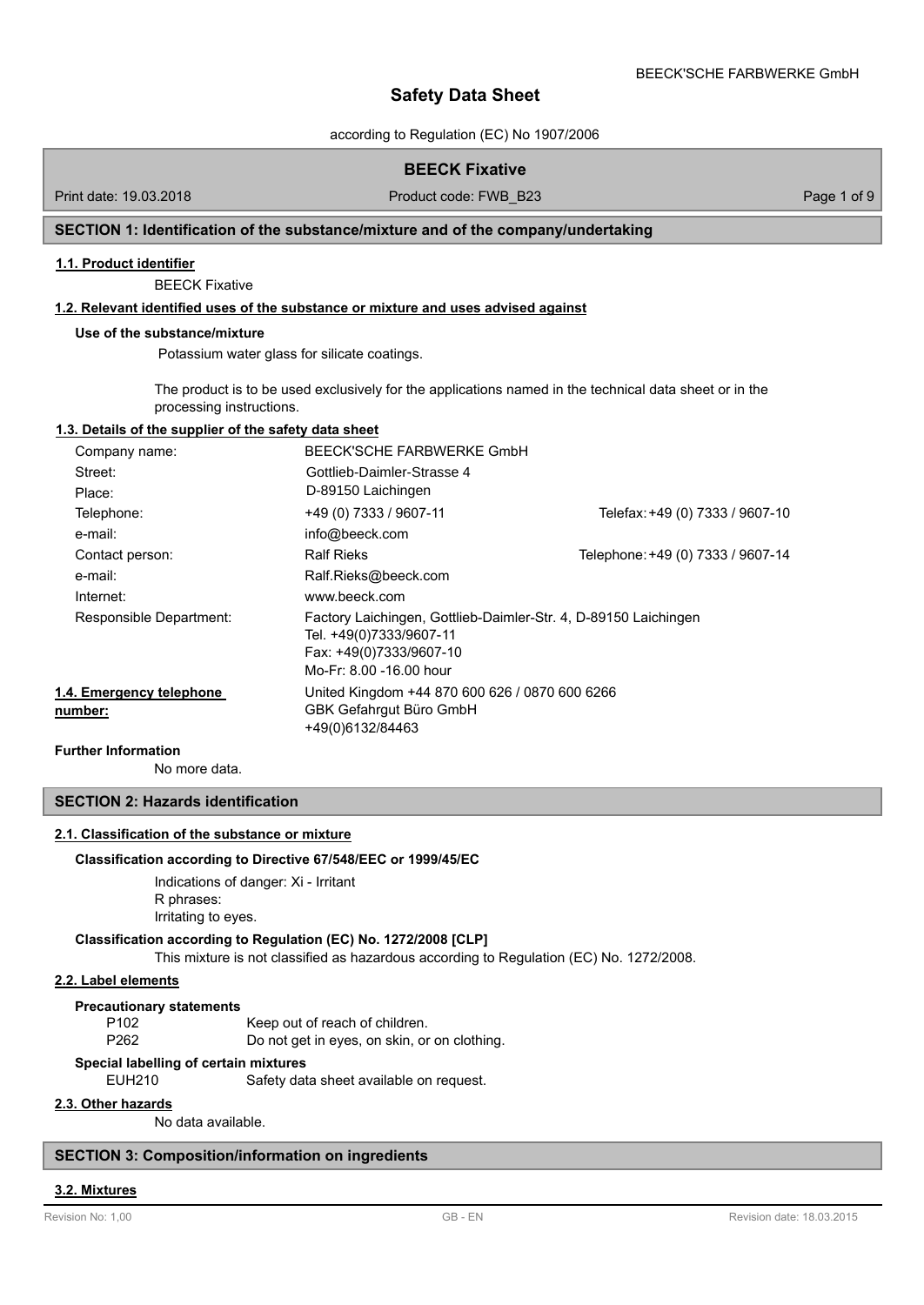# Safety Data Sheet

according to Regulation (EC) No 1907/2006

## BEECK Fixative

Print date: 19.03.2018 | Product code: FWB_B23

## SECTION 1: Identification of the substance/mixture and of the company/undertaking

### 1.1. Product identifier

BEECK Fixative

### 1.2. Relevant identified uses of the substance or mixture and uses advised against

**Use of the substance/mixture**

Potassium water glass for silicate coatings.

The product is to be used exclusively for the applications named in the technical data sheet or in the processing instructions.

### 1.3. Details of the supplier of the safety data sheet

| | | |
|---|---|---|
| Company name: | BEECK'SCHE FARBWERKE GmbH | |
| Street: | Gottlieb-Daimler-Strasse 4 | |
| Place: | D-89150 Laichingen | |
| Telephone: | +49 (0) 7333 / 9607-11 | Telefax: +49 (0) 7333 / 9607-10 |
| e-mail: | info@beeck.com | |
| Contact person: | Ralf Rieks | Telephone: +49 (0) 7333 / 9607-14 |
| e-mail: | Ralf.Rieks@beeck.com | |
| Internet: | www.beeck.com | |
| Responsible Department: | Factory Laichingen, Gottlieb-Daimler-Str. 4, D-89150 Laichingen<br>Tel. +49(0)7333/9607-11<br>Fax: +49(0)7333/9607-10<br>Mo-Fr: 8.00 -16.00 hour | |

### 1.4. Emergency telephone number:

United Kingdom +44 870 600 626 / 0870 600 6266
GBK Gefahrgut Büro GmbH
+49(0)6132/84463

**Further Information**

No more data.

## SECTION 2: Hazards identification

### 2.1. Classification of the substance or mixture

**Classification according to Directive 67/548/EEC or 1999/45/EC**

Indications of danger: Xi - Irritant
R phrases:
Irritating to eyes.

**Classification according to Regulation (EC) No. 1272/2008 [CLP]**

This mixture is not classified as hazardous according to Regulation (EC) No. 1272/2008.

### 2.2. Label elements

**Precautionary statements**

| | |
|---|---|
| P102 | Keep out of reach of children. |
| P262 | Do not get in eyes, on skin, or on clothing. |

**Special labelling of certain mixtures**

| | |
|---|---|
| EUH210 | Safety data sheet available on request. |

### 2.3. Other hazards

No data available.

## SECTION 3: Composition/information on ingredients

### 3.2. Mixtures

Revision No: 1,00 | GB - EN | Revision date: 18.03.2015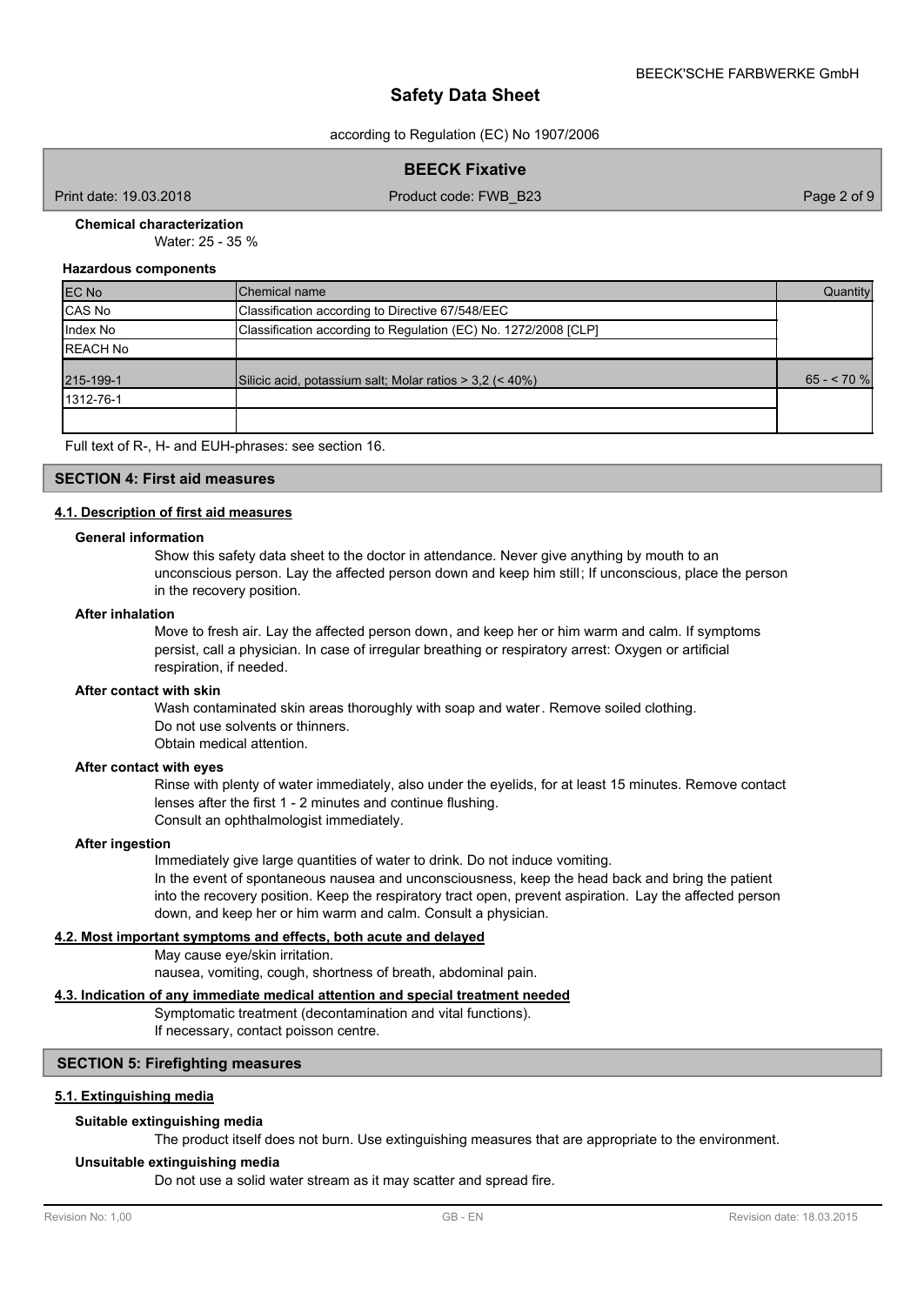**Chemical characterization**

Water: 25 - 35 %

**Hazardous components**

| EC No | Chemical name | Quantity |
|---|---|---|
| CAS No | Classification according to Directive 67/548/EEC | |
| Index No | Classification according to Regulation (EC) No. 1272/2008 [CLP] | |
| REACH No | | |
| 215-199-1 | Silicic acid, potassium salt; Molar ratios > 3,2 (< 40%) | 65 - < 70 % |
| 1312-76-1 | | |
| | | |

Full text of R-, H- and EUH-phrases: see section 16.

## SECTION 4: First aid measures

### 4.1. Description of first aid measures

**General information**

Show this safety data sheet to the doctor in attendance. Never give anything by mouth to an unconscious person. Lay the affected person down and keep him still; If unconscious, place the person in the recovery position.

**After inhalation**

Move to fresh air. Lay the affected person down, and keep her or him warm and calm. If symptoms persist, call a physician. In case of irregular breathing or respiratory arrest: Oxygen or artificial respiration, if needed.

**After contact with skin**

Wash contaminated skin areas thoroughly with soap and water. Remove soiled clothing.
Do not use solvents or thinners.
Obtain medical attention.

**After contact with eyes**

Rinse with plenty of water immediately, also under the eyelids, for at least 15 minutes. Remove contact lenses after the first 1 - 2 minutes and continue flushing.
Consult an ophthalmologist immediately.

**After ingestion**

Immediately give large quantities of water to drink. Do not induce vomiting.
In the event of spontaneous nausea and unconsciousness, keep the head back and bring the patient into the recovery position. Keep the respiratory tract open, prevent aspiration. Lay the affected person down, and keep her or him warm and calm. Consult a physician.

### 4.2. Most important symptoms and effects, both acute and delayed

May cause eye/skin irritation.
nausea, vomiting, cough, shortness of breath, abdominal pain.

### 4.3. Indication of any immediate medical attention and special treatment needed

Symptomatic treatment (decontamination and vital functions).
If necessary, contact poisson centre.

## SECTION 5: Firefighting measures

### 5.1. Extinguishing media

**Suitable extinguishing media**

The product itself does not burn. Use extinguishing measures that are appropriate to the environment.

**Unsuitable extinguishing media**

Do not use a solid water stream as it may scatter and spread fire.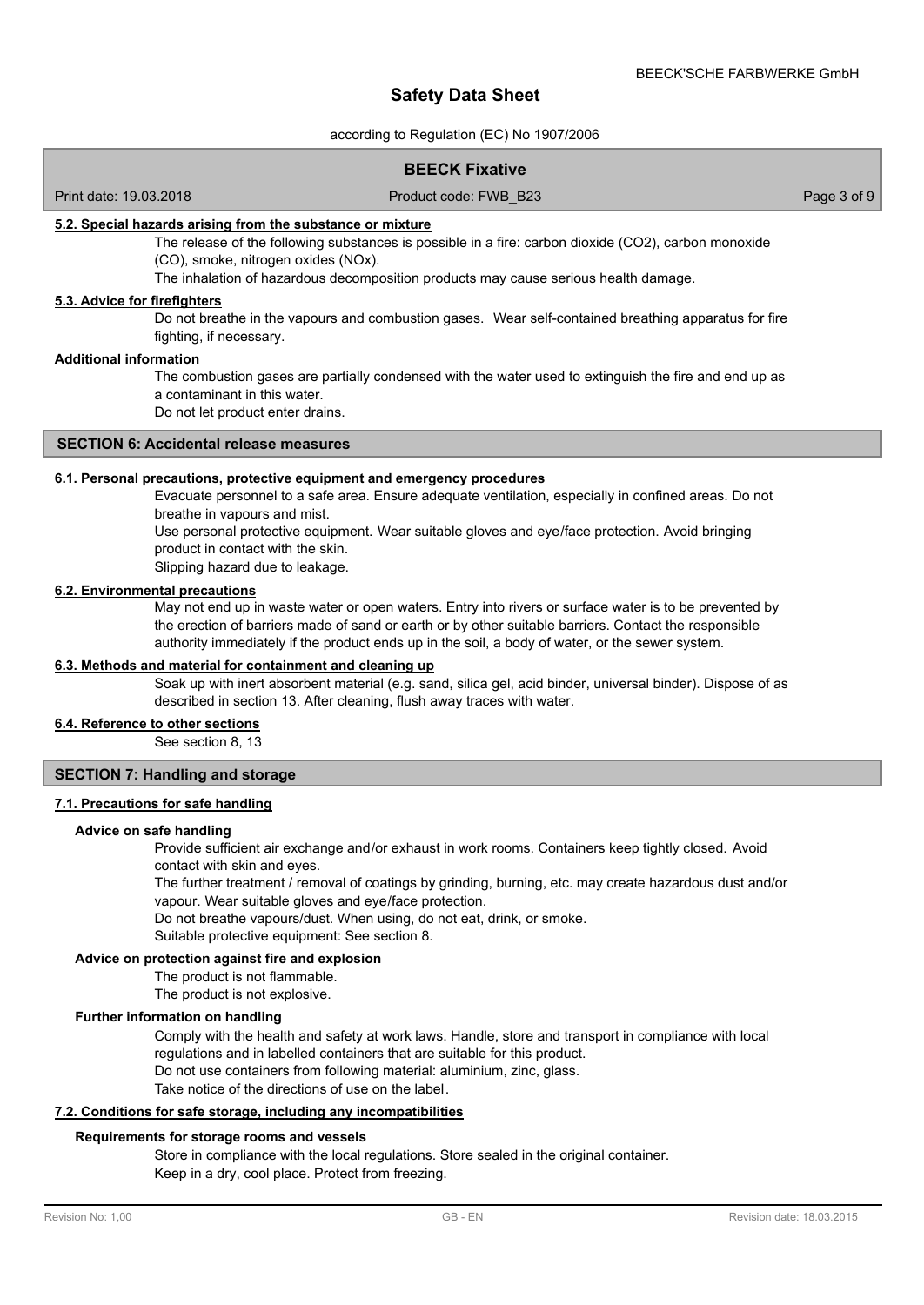#### 5.2. Special hazards arising from the substance or mixture

The release of the following substances is possible in a fire: carbon dioxide ($CO_2$), carbon monoxide (CO), smoke, nitrogen oxides ($NO_x$).

The inhalation of hazardous decomposition products may cause serious health damage.

#### 5.3. Advice for firefighters

Do not breathe in the vapours and combustion gases. Wear self-contained breathing apparatus for fire fighting, if necessary.

#### Additional information

The combustion gases are partially condensed with the water used to extinguish the fire and end up as a contaminant in this water.

Do not let product enter drains.

## SECTION 6: Accidental release measures

#### 6.1. Personal precautions, protective equipment and emergency procedures

Evacuate personnel to a safe area. Ensure adequate ventilation, especially in confined areas. Do not breathe in vapours and mist.

Use personal protective equipment. Wear suitable gloves and eye/face protection. Avoid bringing product in contact with the skin.

Slipping hazard due to leakage.

#### 6.2. Environmental precautions

May not end up in waste water or open waters. Entry into rivers or surface water is to be prevented by the erection of barriers made of sand or earth or by other suitable barriers. Contact the responsible authority immediately if the product ends up in the soil, a body of water, or the sewer system.

#### 6.3. Methods and material for containment and cleaning up

Soak up with inert absorbent material (e.g. sand, silica gel, acid binder, universal binder). Dispose of as described in section 13. After cleaning, flush away traces with water.

#### 6.4. Reference to other sections

See section 8, 13

## SECTION 7: Handling and storage

#### 7.1. Precautions for safe handling

**Advice on safe handling**

Provide sufficient air exchange and/or exhaust in work rooms. Containers keep tightly closed. Avoid contact with skin and eyes.

The further treatment / removal of coatings by grinding, burning, etc. may create hazardous dust and/or vapour. Wear suitable gloves and eye/face protection.

Do not breathe vapours/dust. When using, do not eat, drink, or smoke.

Suitable protective equipment: See section 8.

**Advice on protection against fire and explosion**

The product is not flammable.

The product is not explosive.

**Further information on handling**

Comply with the health and safety at work laws. Handle, store and transport in compliance with local regulations and in labelled containers that are suitable for this product.

Do not use containers from following material: aluminium, zinc, glass.

Take notice of the directions of use on the label.

#### 7.2. Conditions for safe storage, including any incompatibilities

**Requirements for storage rooms and vessels**

Store in compliance with the local regulations. Store sealed in the original container.

Keep in a dry, cool place. Protect from freezing.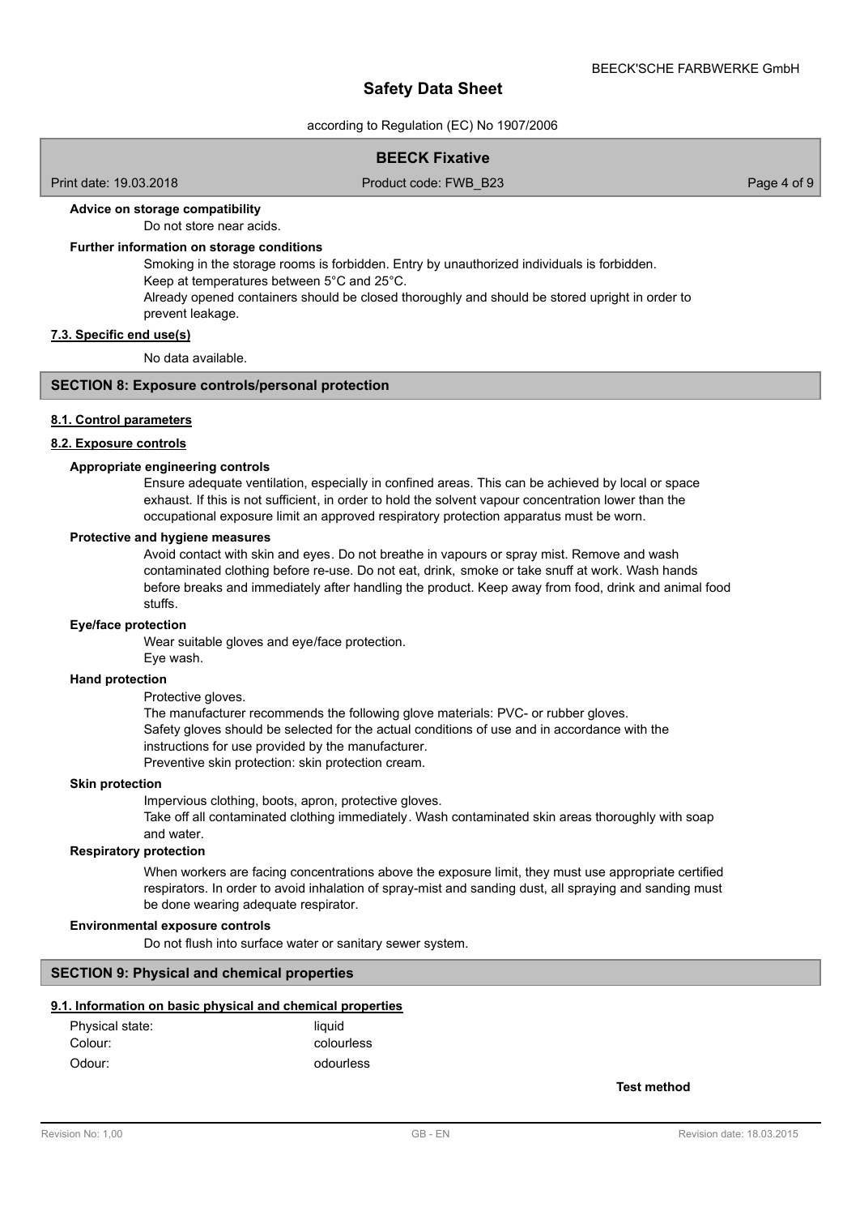**Advice on storage compatibility**

Do not store near acids.

**Further information on storage conditions**

Smoking in the storage rooms is forbidden. Entry by unauthorized individuals is forbidden.
Keep at temperatures between 5°C and 25°C.
Already opened containers should be closed thoroughly and should be stored upright in order to prevent leakage.

### 7.3. Specific end use(s)

No data available.

## SECTION 8: Exposure controls/personal protection

### 8.1. Control parameters

### 8.2. Exposure controls

**Appropriate engineering controls**

Ensure adequate ventilation, especially in confined areas. This can be achieved by local or space exhaust. If this is not sufficient, in order to hold the solvent vapour concentration lower than the occupational exposure limit an approved respiratory protection apparatus must be worn.

**Protective and hygiene measures**

Avoid contact with skin and eyes. Do not breathe in vapours or spray mist. Remove and wash contaminated clothing before re-use. Do not eat, drink, smoke or take snuff at work. Wash hands before breaks and immediately after handling the product. Keep away from food, drink and animal food stuffs.

**Eye/face protection**

Wear suitable gloves and eye/face protection.
Eye wash.

**Hand protection**

Protective gloves.
The manufacturer recommends the following glove materials: PVC- or rubber gloves.
Safety gloves should be selected for the actual conditions of use and in accordance with the instructions for use provided by the manufacturer.
Preventive skin protection: skin protection cream.

**Skin protection**

Impervious clothing, boots, apron, protective gloves.
Take off all contaminated clothing immediately. Wash contaminated skin areas thoroughly with soap and water.

**Respiratory protection**

When workers are facing concentrations above the exposure limit, they must use appropriate certified respirators. In order to avoid inhalation of spray-mist and sanding dust, all spraying and sanding must be done wearing adequate respirator.

**Environmental exposure controls**

Do not flush into surface water or sanitary sewer system.

## SECTION 9: Physical and chemical properties

### 9.1. Information on basic physical and chemical properties

| | | |
|---|---|---|
| Physical state: | liquid | |
| Colour: | colourless | |
| Odour: | odourless | |
| | | **Test method** |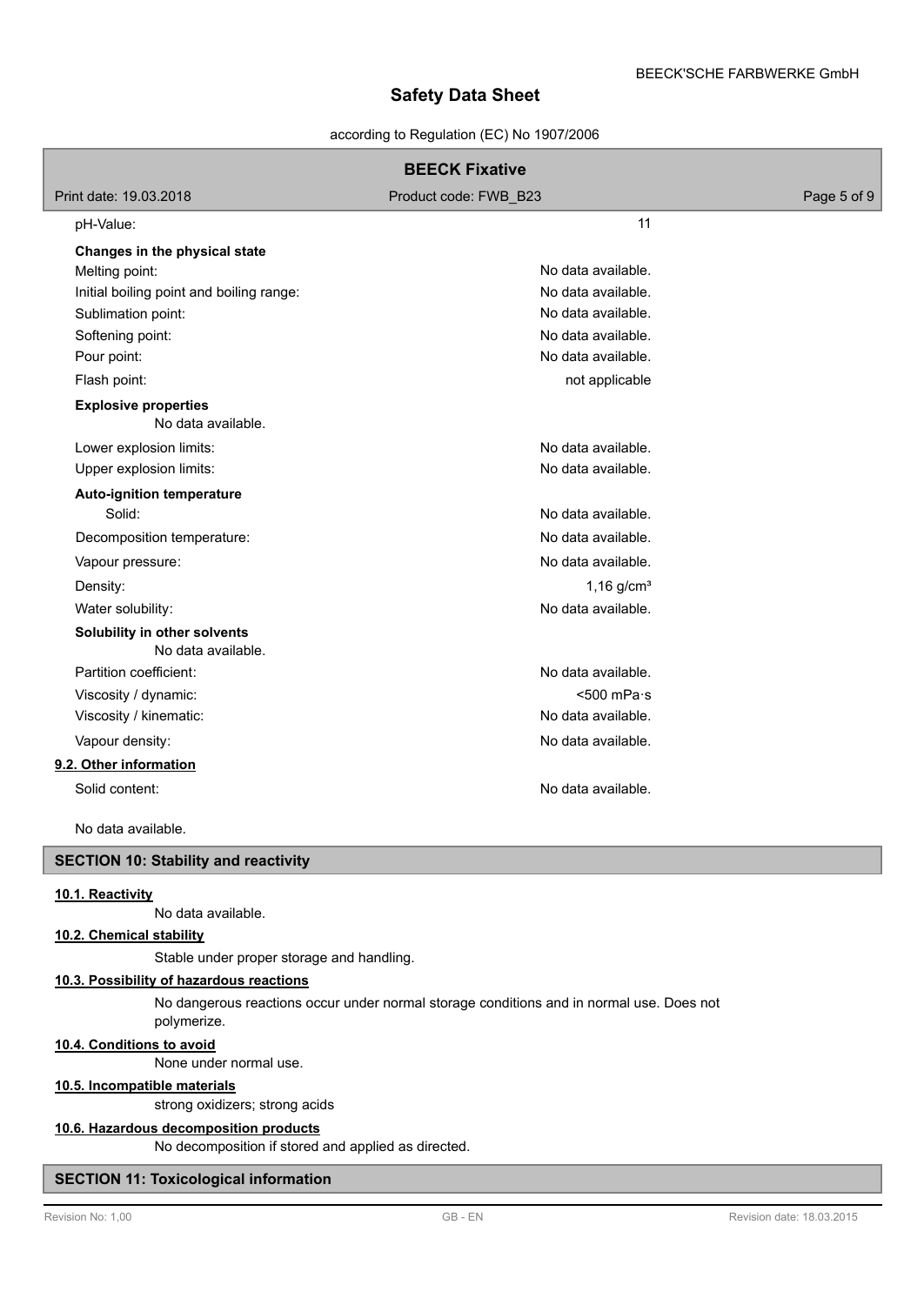| Property | Value |
|---|---|
| pH-Value: | 11 |
| **Changes in the physical state** | |
| Melting point: | No data available. |
| Initial boiling point and boiling range: | No data available. |
| Sublimation point: | No data available. |
| Softening point: | No data available. |
| Pour point: | No data available. |
| Flash point: | not applicable |

**Explosive properties**

No data available.

| Property | Value |
|---|---|
| Lower explosion limits: | No data available. |
| Upper explosion limits: | No data available. |
| **Auto-ignition temperature** | |
| Solid: | No data available. |
| Decomposition temperature: | No data available. |
| Vapour pressure: | No data available. |
| Density: | 1,16 g/cm³ |
| Water solubility: | No data available. |

**Solubility in other solvents**

No data available.

| Property | Value |
|---|---|
| Partition coefficient: | No data available. |
| Viscosity / dynamic: | <500 mPa·s |
| Viscosity / kinematic: | No data available. |
| Vapour density: | No data available. |

### 9.2. Other information

| Property | Value |
|---|---|
| Solid content: | No data available. |

No data available.

## SECTION 10: Stability and reactivity

### 10.1. Reactivity

No data available.

### 10.2. Chemical stability

Stable under proper storage and handling.

### 10.3. Possibility of hazardous reactions

No dangerous reactions occur under normal storage conditions and in normal use. Does not polymerize.

### 10.4. Conditions to avoid

None under normal use.

### 10.5. Incompatible materials

strong oxidizers; strong acids

### 10.6. Hazardous decomposition products

No decomposition if stored and applied as directed.

## SECTION 11: Toxicological information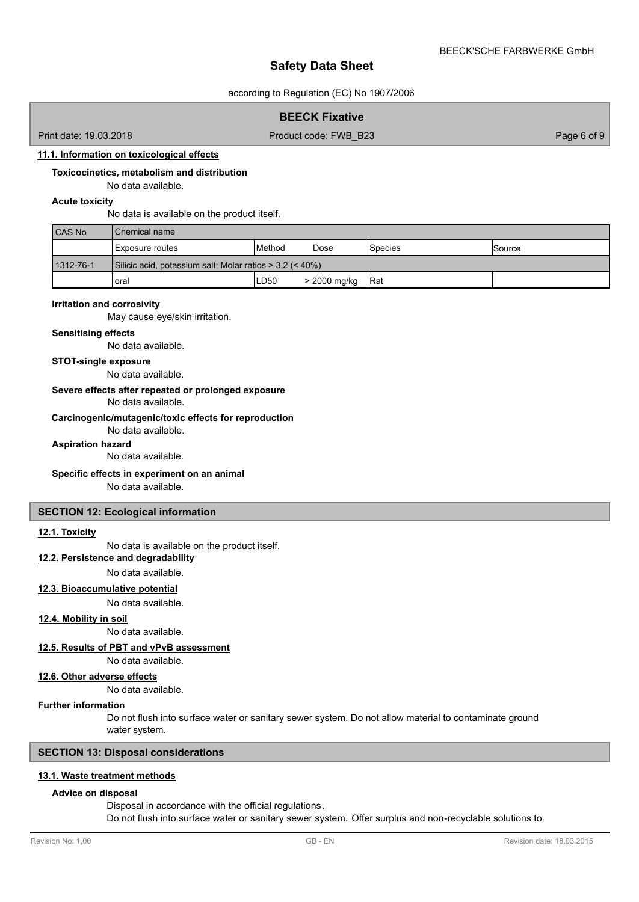### 11.1. Information on toxicological effects

**Toxicocinetics, metabolism and distribution**

No data available.

**Acute toxicity**

No data is available on the product itself.

| CAS No | Chemical name | | | | |
|---|---|---|---|---|---|
| | Exposure routes | Method | Dose | Species | Source |
| 1312-76-1 | Silicic acid, potassium salt; Molar ratios > 3,2 (< 40%) | | | | |
| | oral | LD50 | > 2000 mg/kg | Rat | |

**Irritation and corrosivity**

May cause eye/skin irritation.

**Sensitising effects**

No data available.

**STOT-single exposure**

No data available.

**Severe effects after repeated or prolonged exposure**

No data available.

**Carcinogenic/mutagenic/toxic effects for reproduction**

No data available.

**Aspiration hazard**

No data available.

**Specific effects in experiment on an animal**

No data available.

## SECTION 12: Ecological information

### 12.1. Toxicity

No data is available on the product itself.

### 12.2. Persistence and degradability

No data available.

### 12.3. Bioaccumulative potential

No data available.

### 12.4. Mobility in soil

No data available.

### 12.5. Results of PBT and vPvB assessment

No data available.

### 12.6. Other adverse effects

No data available.

**Further information**

Do not flush into surface water or sanitary sewer system. Do not allow material to contaminate ground water system.

## SECTION 13: Disposal considerations

### 13.1. Waste treatment methods

**Advice on disposal**

Disposal in accordance with the official regulations.
Do not flush into surface water or sanitary sewer system. Offer surplus and non-recyclable solutions to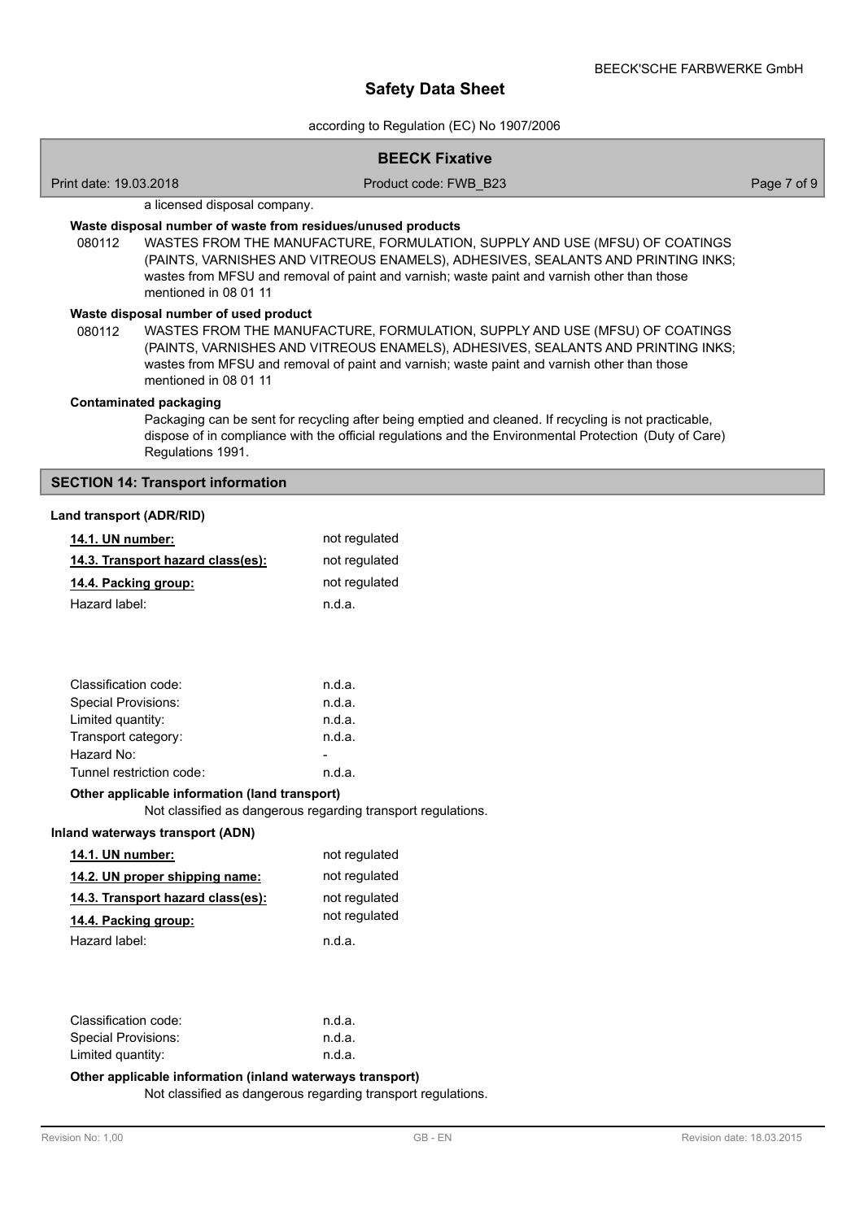a licensed disposal company.

**Waste disposal number of waste from residues/unused products**

080112 WASTES FROM THE MANUFACTURE, FORMULATION, SUPPLY AND USE (MFSU) OF COATINGS (PAINTS, VARNISHES AND VITREOUS ENAMELS), ADHESIVES, SEALANTS AND PRINTING INKS; wastes from MFSU and removal of paint and varnish; waste paint and varnish other than those mentioned in 08 01 11

**Waste disposal number of used product**

080112 WASTES FROM THE MANUFACTURE, FORMULATION, SUPPLY AND USE (MFSU) OF COATINGS (PAINTS, VARNISHES AND VITREOUS ENAMELS), ADHESIVES, SEALANTS AND PRINTING INKS; wastes from MFSU and removal of paint and varnish; waste paint and varnish other than those mentioned in 08 01 11

**Contaminated packaging**

Packaging can be sent for recycling after being emptied and cleaned. If recycling is not practicable, dispose of in compliance with the official regulations and the Environmental Protection (Duty of Care) Regulations 1991.

## SECTION 14: Transport information

### Land transport (ADR/RID)

| | |
|---|---|
| **14.1. UN number:** | not regulated |
| **14.3. Transport hazard class(es):** | not regulated |
| **14.4. Packing group:** | not regulated |
| Hazard label: | n.d.a. |

| | |
|---|---|
| Classification code: | n.d.a. |
| Special Provisions: | n.d.a. |
| Limited quantity: | n.d.a. |
| Transport category: | n.d.a. |
| Hazard No: | - |
| Tunnel restriction code: | n.d.a. |

**Other applicable information (land transport)**

Not classified as dangerous regarding transport regulations.

### Inland waterways transport (ADN)

| | |
|---|---|
| **14.1. UN number:** | not regulated |
| **14.2. UN proper shipping name:** | not regulated |
| **14.3. Transport hazard class(es):** | not regulated |
| **14.4. Packing group:** | not regulated |
| Hazard label: | n.d.a. |

| | |
|---|---|
| Classification code: | n.d.a. |
| Special Provisions: | n.d.a. |
| Limited quantity: | n.d.a. |

**Other applicable information (inland waterways transport)**

Not classified as dangerous regarding transport regulations.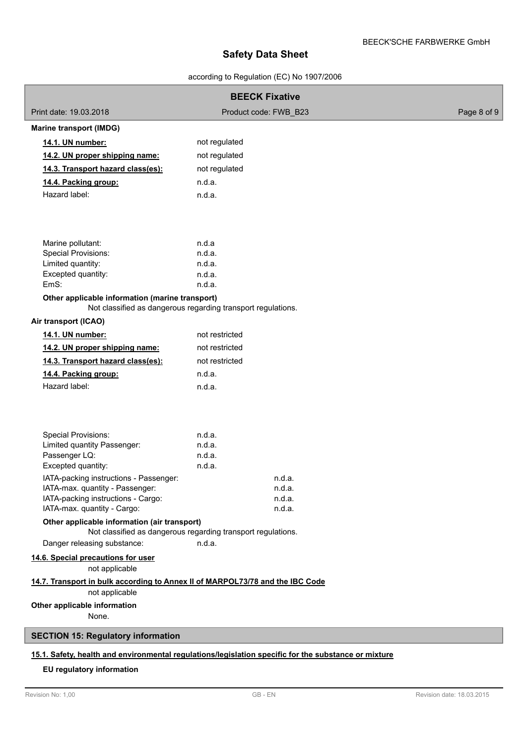**Marine transport (IMDG)**

| | |
|---|---|
| **14.1. UN number:** | not regulated |
| **14.2. UN proper shipping name:** | not regulated |
| **14.3. Transport hazard class(es):** | not regulated |
| **14.4. Packing group:** | n.d.a. |
| Hazard label: | n.d.a. |

| | |
|---|---|
| Marine pollutant: | n.d.a |
| Special Provisions: | n.d.a. |
| Limited quantity: | n.d.a. |
| Excepted quantity: | n.d.a. |
| EmS: | n.d.a. |

**Other applicable information (marine transport)**

Not classified as dangerous regarding transport regulations.

**Air transport (ICAO)**

| | |
|---|---|
| **14.1. UN number:** | not restricted |
| **14.2. UN proper shipping name:** | not restricted |
| **14.3. Transport hazard class(es):** | not restricted |
| **14.4. Packing group:** | n.d.a. |
| Hazard label: | n.d.a. |

| | |
|---|---|
| Special Provisions: | n.d.a. |
| Limited quantity Passenger: | n.d.a. |
| Passenger LQ: | n.d.a. |
| Excepted quantity: | n.d.a. |
| IATA-packing instructions - Passenger: | n.d.a. |
| IATA-max. quantity - Passenger: | n.d.a. |
| IATA-packing instructions - Cargo: | n.d.a. |
| IATA-max. quantity - Cargo: | n.d.a. |

**Other applicable information (air transport)**

Not classified as dangerous regarding transport regulations.

Danger releasing substance: n.d.a.

**14.6. Special precautions for user**

not applicable

**14.7. Transport in bulk according to Annex II of MARPOL73/78 and the IBC Code**

not applicable

**Other applicable information**

None.

## SECTION 15: Regulatory information

**15.1. Safety, health and environmental regulations/legislation specific for the substance or mixture**

**EU regulatory information**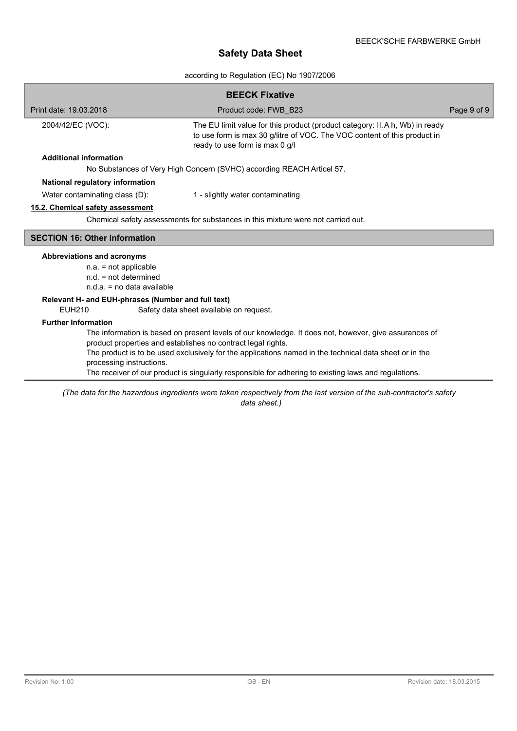| | |
|---|---|
| 2004/42/EC (VOC): | The EU limit value for this product (product category: II.A h, Wb) in ready to use form is max 30 g/litre of VOC. The VOC content of this product in ready to use form is max 0 g/l |

**Additional information**

No Substances of Very High Concern (SVHC) according REACH Articel 57.

**National regulatory information**

| | |
|---|---|
| Water contaminating class (D): | 1 - slightly water contaminating |

### 15.2. Chemical safety assessment

Chemical safety assessments for substances in this mixture were not carried out.

## SECTION 16: Other information

**Abbreviations and acronyms**

n.a. = not applicable
n.d. = not determined
n.d.a. = no data available

**Relevant H- and EUH-phrases (Number and full text)**

| | |
|---|---|
| EUH210 | Safety data sheet available on request. |

**Further Information**

The information is based on present levels of our knowledge. It does not, however, give assurances of product properties and establishes no contract legal rights.
The product is to be used exclusively for the applications named in the technical data sheet or in the processing instructions.
The receiver of our product is singularly responsible for adhering to existing laws and regulations.

*(The data for the hazardous ingredients were taken respectively from the last version of the sub-contractor's safety data sheet.)*